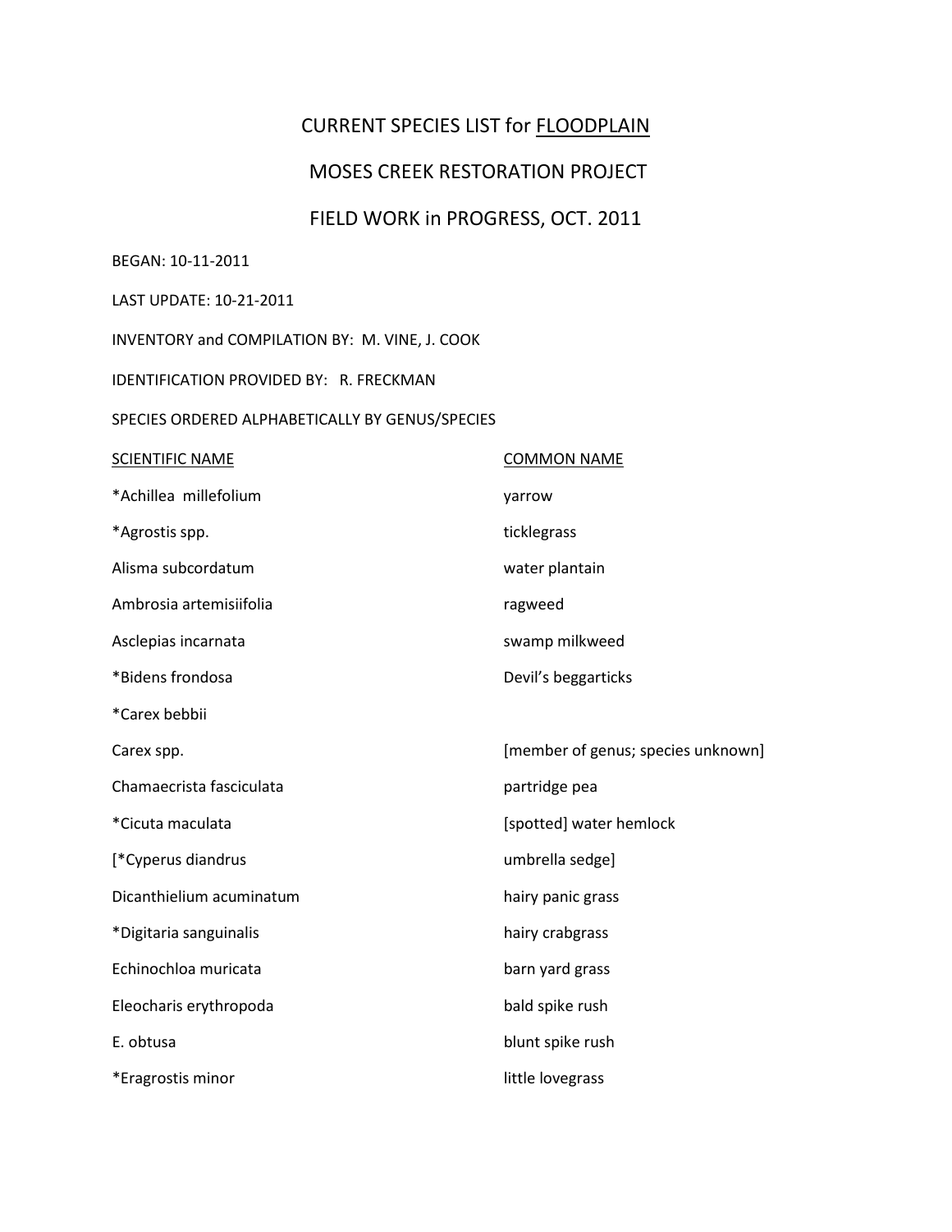# CURRENT SPECIES LIST for FLOODPLAIN

## MOSES CREEK RESTORATION PROJECT

## FIELD WORK in PROGRESS, OCT. 2011

BEGAN: 10-11-2011

LAST UPDATE: 10-21-2011

INVENTORY and COMPILATION BY: M. VINE, J. COOK

IDENTIFICATION PROVIDED BY: R. FRECKMAN

SPECIES ORDERED ALPHABETICALLY BY GENUS/SPECIES

| SCIENTIFIC NAME | COMMON NAME |
|---|---|
| *Achillea millefolium | yarrow |
| *Agrostis spp. | ticklegrass |
| Alisma subcordatum | water plantain |
| Ambrosia artemisiifolia | ragweed |
| Asclepias incarnata | swamp milkweed |
| *Bidens frondosa | Devil's beggarticks |
| *Carex bebbii | |
| Carex spp. | [member of genus; species unknown] |
| Chamaecrista fasciculata | partridge pea |
| *Cicuta maculata | [spotted] water hemlock |
| [*Cyperus diandrus | umbrella sedge] |
| Dicanthielium acuminatum | hairy panic grass |
| *Digitaria sanguinalis | hairy crabgrass |
| Echinochloa muricata | barn yard grass |
| Eleocharis erythropoda | bald spike rush |
| E. obtusa | blunt spike rush |
| *Eragrostis minor | little lovegrass |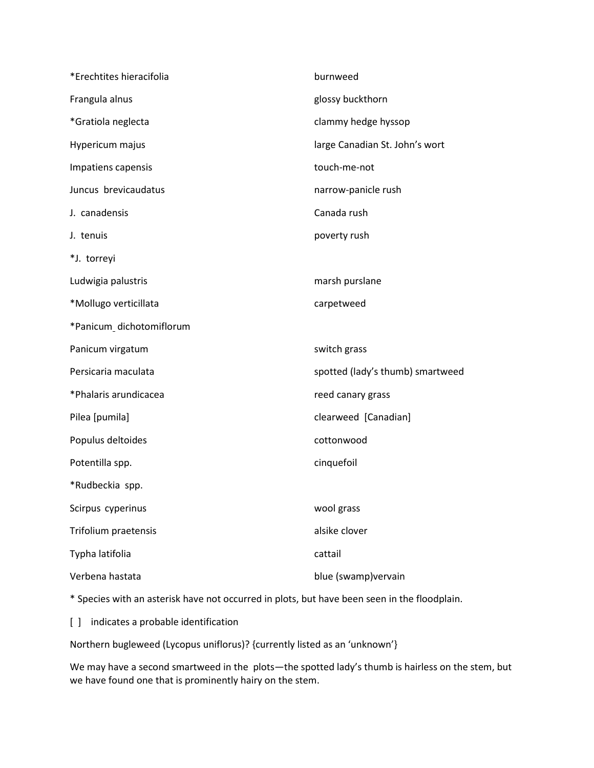| | |
|---|---|
| *Erechtites hieracifolia | burnweed |
| Frangula alnus | glossy buckthorn |
| *Gratiola neglecta | clammy hedge hyssop |
| Hypericum majus | large Canadian St. John's wort |
| Impatiens capensis | touch-me-not |
| Juncus brevicaudatus | narrow-panicle rush |
| J. canadensis | Canada rush |
| J. tenuis | poverty rush |
| *J. torreyi | |
| Ludwigia palustris | marsh purslane |
| *Mollugo verticillata | carpetweed |
| *Panicum dichotomiflorum | |
| Panicum virgatum | switch grass |
| Persicaria maculata | spotted (lady's thumb) smartweed |
| *Phalaris arundicacea | reed canary grass |
| Pilea [pumila] | clearweed [Canadian] |
| Populus deltoides | cottonwood |
| Potentilla spp. | cinquefoil |
| *Rudbeckia spp. | |
| Scirpus cyperinus | wool grass |
| Trifolium praetensis | alsike clover |
| Typha latifolia | cattail |
| Verbena hastata | blue (swamp)vervain |

* Species with an asterisk have not occurred in plots, but have been seen in the floodplain.

[ ] indicates a probable identification

Northern bugleweed (Lycopus uniflorus)? {currently listed as an 'unknown'}

We may have a second smartweed in the plots—the spotted lady's thumb is hairless on the stem, but we have found one that is prominently hairy on the stem.